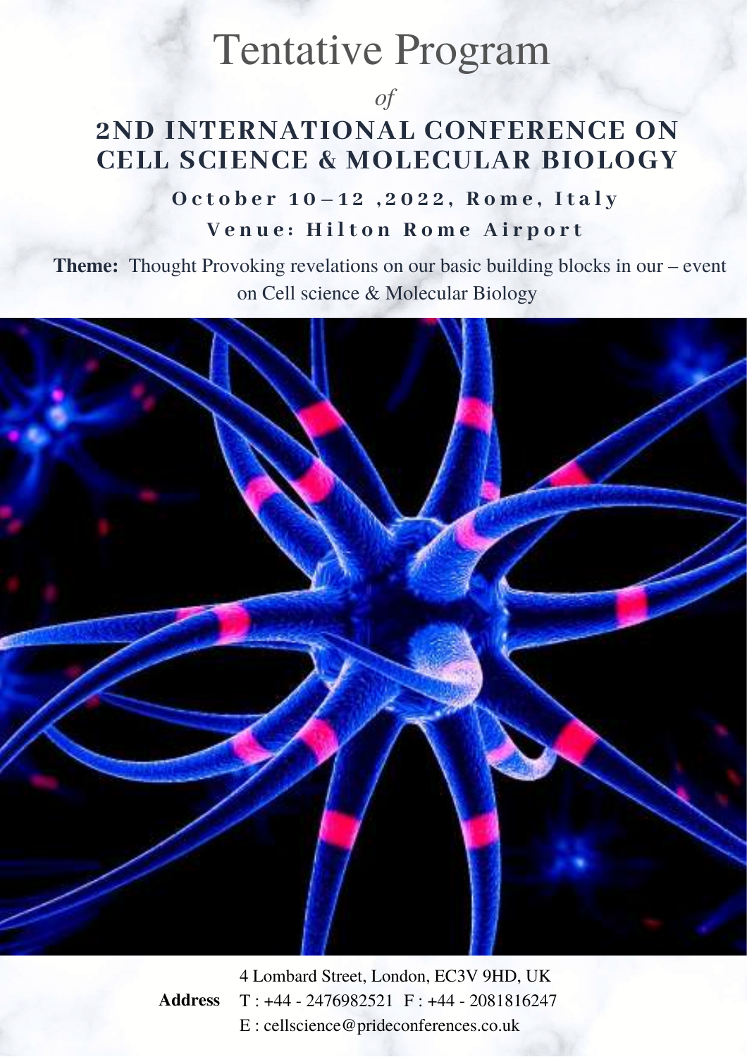# Tentative Program

*of*

## 2ND INTERNATIONAL CONFERENCE ON CELL SCIENCE & MOLECULAR BIOLOGY

### October 10–12 ,2022, Rome, Italy

### Venue: Hilton Rome Airport

**Theme:** Thought Provoking revelations on our basic building blocks in our – event on Cell science & Molecular Biology

**Address**

4 Lombard Street, London, EC3V 9HD, UK

T : +44 - 2476982521 F : +44 - 2081816247

E : cellscience@prideconferences.co.uk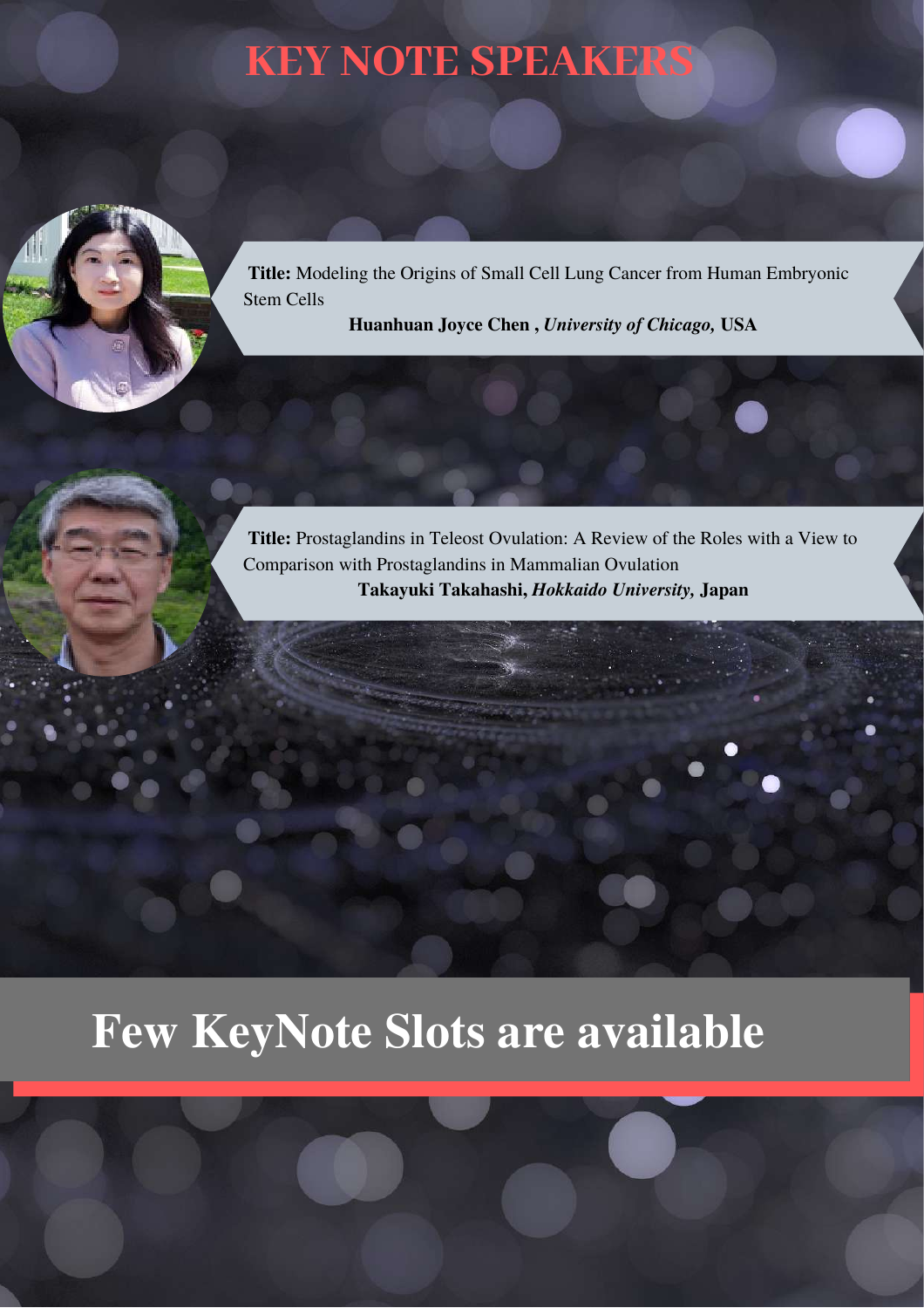# KEY NOTE SPEAKERS

**Title:** Modeling the Origins of Small Cell Lung Cancer from Human Embryonic Stem Cells

**Huanhuan Joyce Chen ,** ***University of Chicago,*** **USA**

**Title:** Prostaglandins in Teleost Ovulation: A Review of the Roles with a View to Comparison with Prostaglandins in Mammalian Ovulation

**Takayuki Takahashi,** ***Hokkaido University,*** **Japan**

# Few KeyNote Slots are available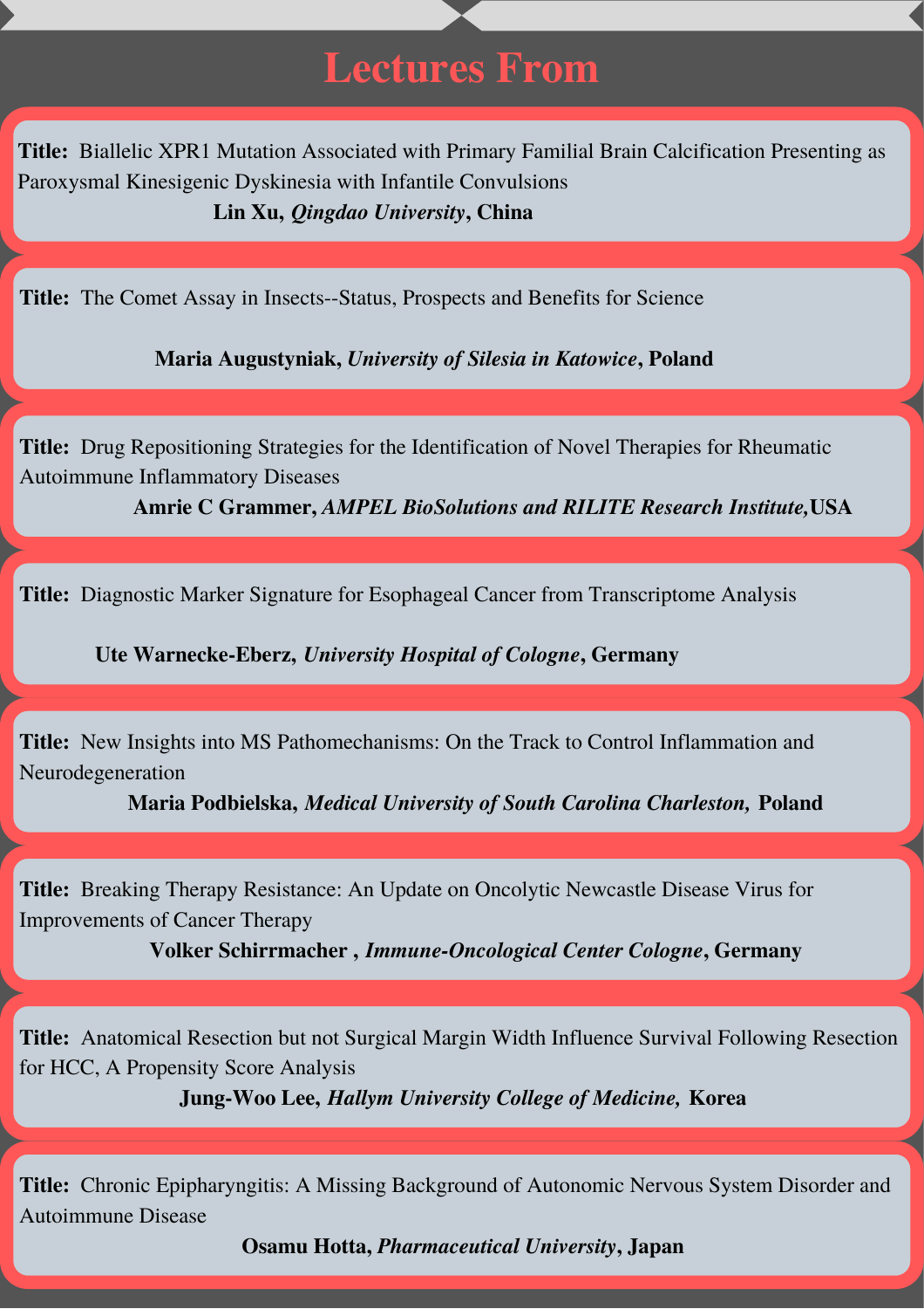# Lectures From

**Title:** Biallelic XPR1 Mutation Associated with Primary Familial Brain Calcification Presenting as Paroxysmal Kinesigenic Dyskinesia with Infantile Convulsions

**Lin Xu, *Qingdao University*, China**

**Title:** The Comet Assay in Insects--Status, Prospects and Benefits for Science

**Maria Augustyniak, *University of Silesia in Katowice*, Poland**

**Title:** Drug Repositioning Strategies for the Identification of Novel Therapies for Rheumatic Autoimmune Inflammatory Diseases

**Amrie C Grammer, *AMPEL BioSolutions and RILITE Research Institute,*USA**

**Title:** Diagnostic Marker Signature for Esophageal Cancer from Transcriptome Analysis

**Ute Warnecke-Eberz, *University Hospital of Cologne*, Germany**

**Title:** New Insights into MS Pathomechanisms: On the Track to Control Inflammation and Neurodegeneration

**Maria Podbielska, *Medical University of South Carolina Charleston,* Poland**

**Title:** Breaking Therapy Resistance: An Update on Oncolytic Newcastle Disease Virus for Improvements of Cancer Therapy

**Volker Schirrmacher , *Immune-Oncological Center Cologne*, Germany**

**Title:** Anatomical Resection but not Surgical Margin Width Influence Survival Following Resection for HCC, A Propensity Score Analysis

**Jung-Woo Lee, *Hallym University College of Medicine,* Korea**

**Title:** Chronic Epipharyngitis: A Missing Background of Autonomic Nervous System Disorder and Autoimmune Disease

**Osamu Hotta, *Pharmaceutical University*, Japan**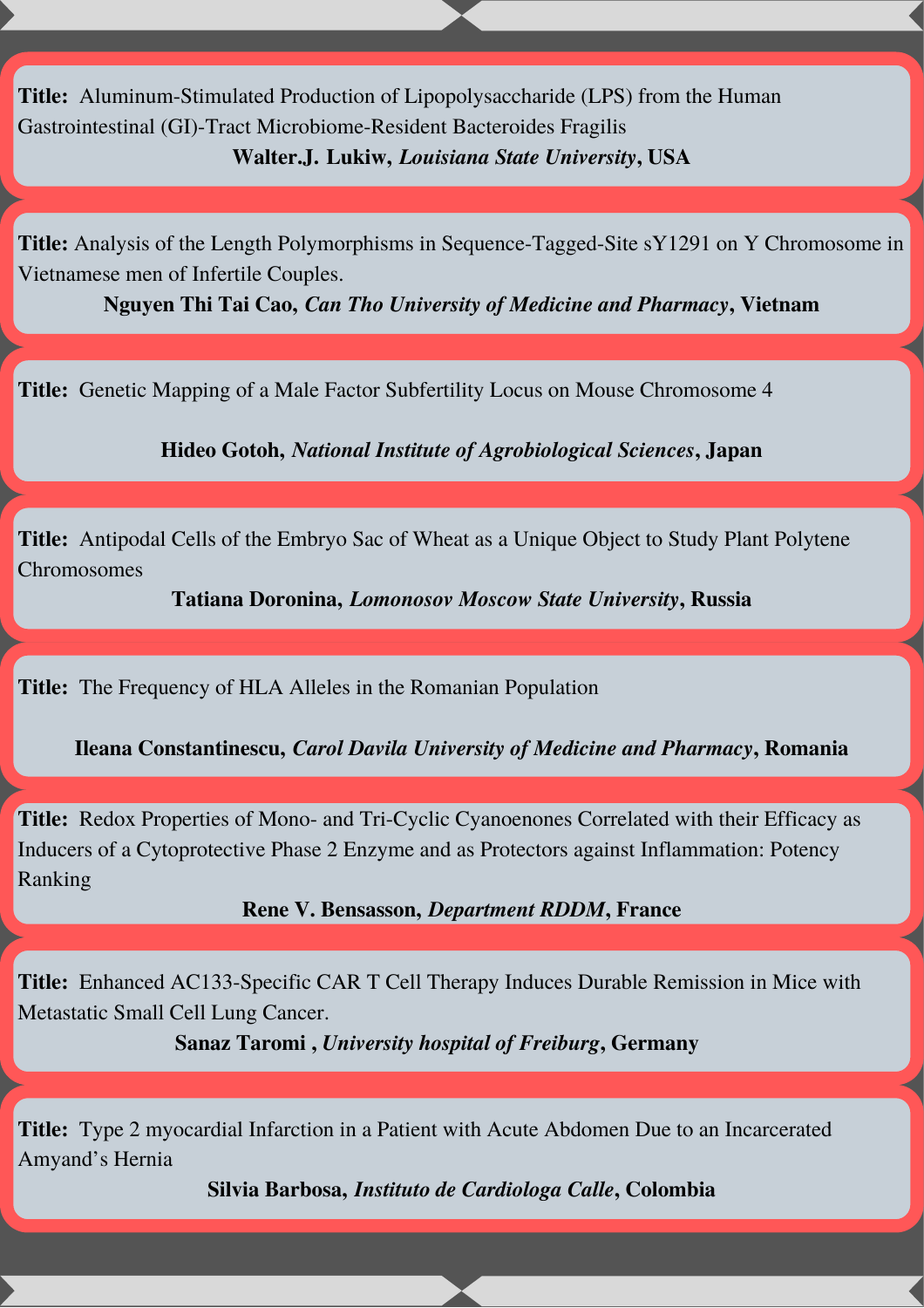**Title:** Aluminum-Stimulated Production of Lipopolysaccharide (LPS) from the Human Gastrointestinal (GI)-Tract Microbiome-Resident Bacteroides Fragilis

**Walter.J. Lukiw, *Louisiana State University*, USA**

**Title:** Analysis of the Length Polymorphisms in Sequence-Tagged-Site sY1291 on Y Chromosome in Vietnamese men of Infertile Couples.

**Nguyen Thi Tai Cao, *Can Tho University of Medicine and Pharmacy*, Vietnam**

**Title:** Genetic Mapping of a Male Factor Subfertility Locus on Mouse Chromosome 4

**Hideo Gotoh, *National Institute of Agrobiological Sciences*, Japan**

**Title:** Antipodal Cells of the Embryo Sac of Wheat as a Unique Object to Study Plant Polytene Chromosomes

**Tatiana Doronina, *Lomonosov Moscow State University*, Russia**

**Title:** The Frequency of HLA Alleles in the Romanian Population

**Ileana Constantinescu, *Carol Davila University of Medicine and Pharmacy*, Romania**

**Title:** Redox Properties of Mono- and Tri-Cyclic Cyanoenones Correlated with their Efficacy as Inducers of a Cytoprotective Phase 2 Enzyme and as Protectors against Inflammation: Potency Ranking

**Rene V. Bensasson, *Department RDDM*, France**

**Title:** Enhanced AC133-Specific CAR T Cell Therapy Induces Durable Remission in Mice with Metastatic Small Cell Lung Cancer.

**Sanaz Taromi , *University hospital of Freiburg*, Germany**

**Title:** Type 2 myocardial Infarction in a Patient with Acute Abdomen Due to an Incarcerated Amyand's Hernia

**Silvia Barbosa, *Instituto de Cardiologa Calle*, Colombia**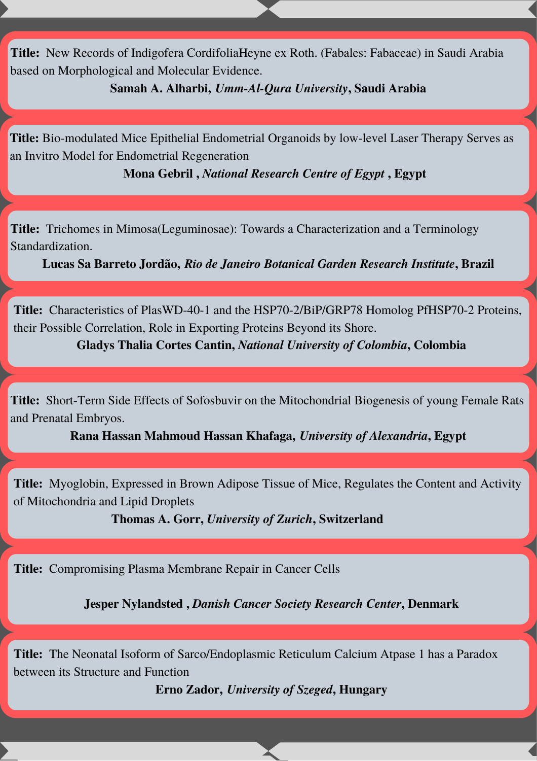**Title:** New Records of Indigofera CordifoliaHeyne ex Roth. (Fabales: Fabaceae) in Saudi Arabia based on Morphological and Molecular Evidence.

**Samah A. Alharbi, *Umm-Al-Qura University*, Saudi Arabia**

**Title:** Bio-modulated Mice Epithelial Endometrial Organoids by low-level Laser Therapy Serves as an Invitro Model for Endometrial Regeneration

**Mona Gebril , *National Research Centre of Egypt* , Egypt**

**Title:** Trichomes in Mimosa(Leguminosae): Towards a Characterization and a Terminology Standardization.

**Lucas Sa Barreto Jordão, *Rio de Janeiro Botanical Garden Research Institute*, Brazil**

**Title:** Characteristics of PlasWD-40-1 and the HSP70-2/BiP/GRP78 Homolog PfHSP70-2 Proteins, their Possible Correlation, Role in Exporting Proteins Beyond its Shore.

**Gladys Thalia Cortes Cantin, *National University of Colombia*, Colombia**

**Title:** Short-Term Side Effects of Sofosbuvir on the Mitochondrial Biogenesis of young Female Rats and Prenatal Embryos.

**Rana Hassan Mahmoud Hassan Khafaga, *University of Alexandria*, Egypt**

**Title:** Myoglobin, Expressed in Brown Adipose Tissue of Mice, Regulates the Content and Activity of Mitochondria and Lipid Droplets

**Thomas A. Gorr, *University of Zurich*, Switzerland**

**Title:** Compromising Plasma Membrane Repair in Cancer Cells

**Jesper Nylandsted , *Danish Cancer Society Research Center*, Denmark**

**Title:** The Neonatal Isoform of Sarco/Endoplasmic Reticulum Calcium Atpase 1 has a Paradox between its Structure and Function

**Erno Zador, *University of Szeged*, Hungary**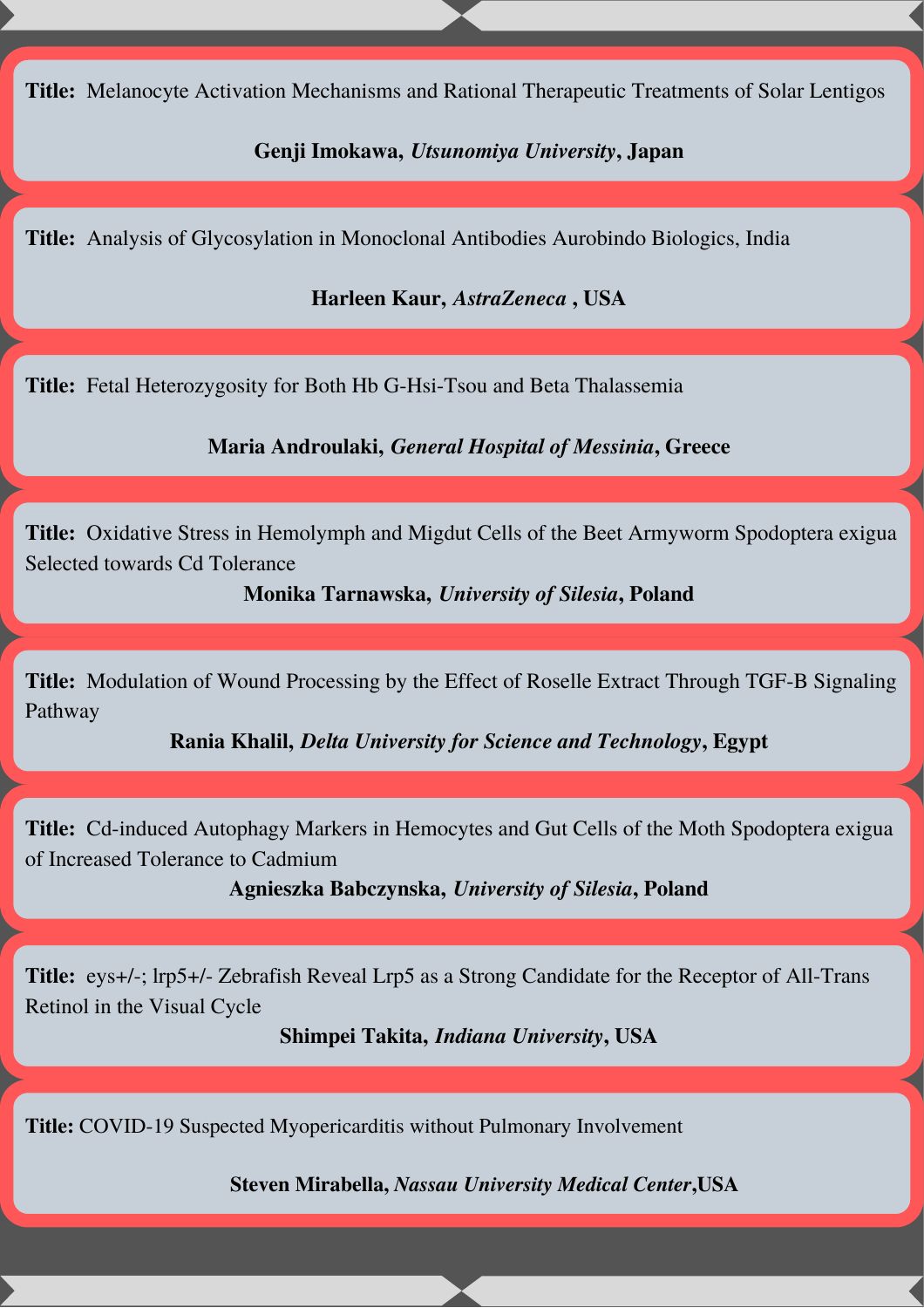**Title:** Melanocyte Activation Mechanisms and Rational Therapeutic Treatments of Solar Lentigos

**Genji Imokawa,** ***Utsunomiya University*****, Japan**

**Title:** Analysis of Glycosylation in Monoclonal Antibodies Aurobindo Biologics, India

**Harleen Kaur,** ***AstraZeneca*** **, USA**

**Title:** Fetal Heterozygosity for Both Hb G-Hsi-Tsou and Beta Thalassemia

**Maria Androulaki,** ***General Hospital of Messinia*****, Greece**

**Title:** Oxidative Stress in Hemolymph and Migdut Cells of the Beet Armyworm Spodoptera exigua Selected towards Cd Tolerance

**Monika Tarnawska,** ***University of Silesia*****, Poland**

**Title:** Modulation of Wound Processing by the Effect of Roselle Extract Through TGF-B Signaling Pathway

**Rania Khalil,** ***Delta University for Science and Technology*****, Egypt**

**Title:** Cd-induced Autophagy Markers in Hemocytes and Gut Cells of the Moth Spodoptera exigua of Increased Tolerance to Cadmium

**Agnieszka Babczynska,** ***University of Silesia*****, Poland**

**Title:** eys+/-; lrp5+/- Zebrafish Reveal Lrp5 as a Strong Candidate for the Receptor of All-Trans Retinol in the Visual Cycle

**Shimpei Takita,** ***Indiana University*****, USA**

**Title:** COVID-19 Suspected Myopericarditis without Pulmonary Involvement

**Steven Mirabella,** ***Nassau University Medical Center*****,USA**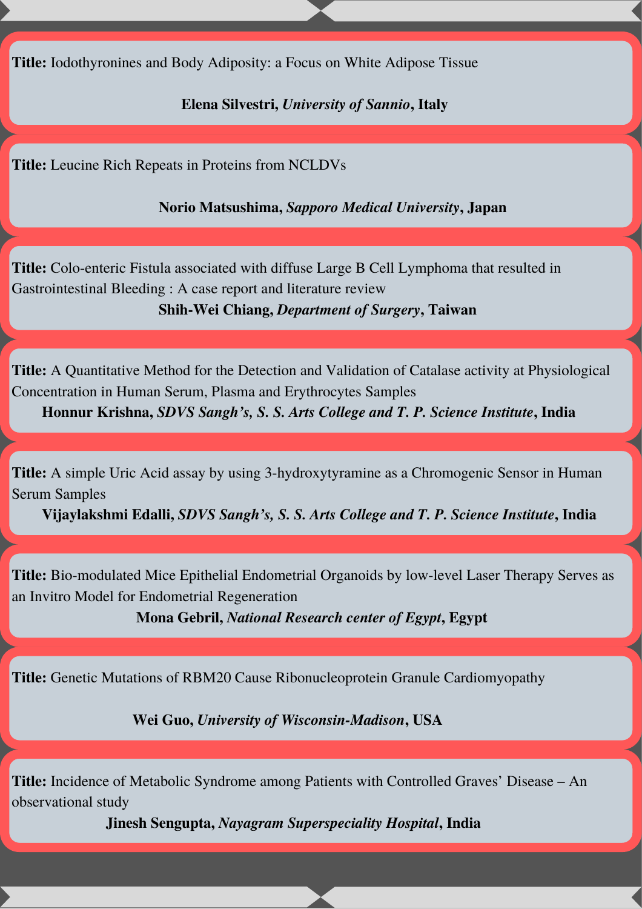**Title:** Iodothyronines and Body Adiposity: a Focus on White Adipose Tissue

**Elena Silvestri,** ***University of Sannio*****, Italy**

**Title:** Leucine Rich Repeats in Proteins from NCLDVs

**Norio Matsushima,** ***Sapporo Medical University*****, Japan**

**Title:** Colo-enteric Fistula associated with diffuse Large B Cell Lymphoma that resulted in Gastrointestinal Bleeding : A case report and literature review

**Shih-Wei Chiang,** ***Department of Surgery*****, Taiwan**

**Title:** A Quantitative Method for the Detection and Validation of Catalase activity at Physiological Concentration in Human Serum, Plasma and Erythrocytes Samples

**Honnur Krishna,** ***SDVS Sangh's, S. S. Arts College and T. P. Science Institute*****, India**

**Title:** A simple Uric Acid assay by using 3-hydroxytyramine as a Chromogenic Sensor in Human Serum Samples

**Vijaylakshmi Edalli,** ***SDVS Sangh's, S. S. Arts College and T. P. Science Institute*****, India**

**Title:** Bio-modulated Mice Epithelial Endometrial Organoids by low-level Laser Therapy Serves as an Invitro Model for Endometrial Regeneration

**Mona Gebril,** ***National Research center of Egypt*****, Egypt**

**Title:** Genetic Mutations of RBM20 Cause Ribonucleoprotein Granule Cardiomyopathy

**Wei Guo,** ***University of Wisconsin-Madison*****, USA**

**Title:** Incidence of Metabolic Syndrome among Patients with Controlled Graves' Disease – An observational study

**Jinesh Sengupta,** ***Nayagram Superspeciality Hospital*****, India**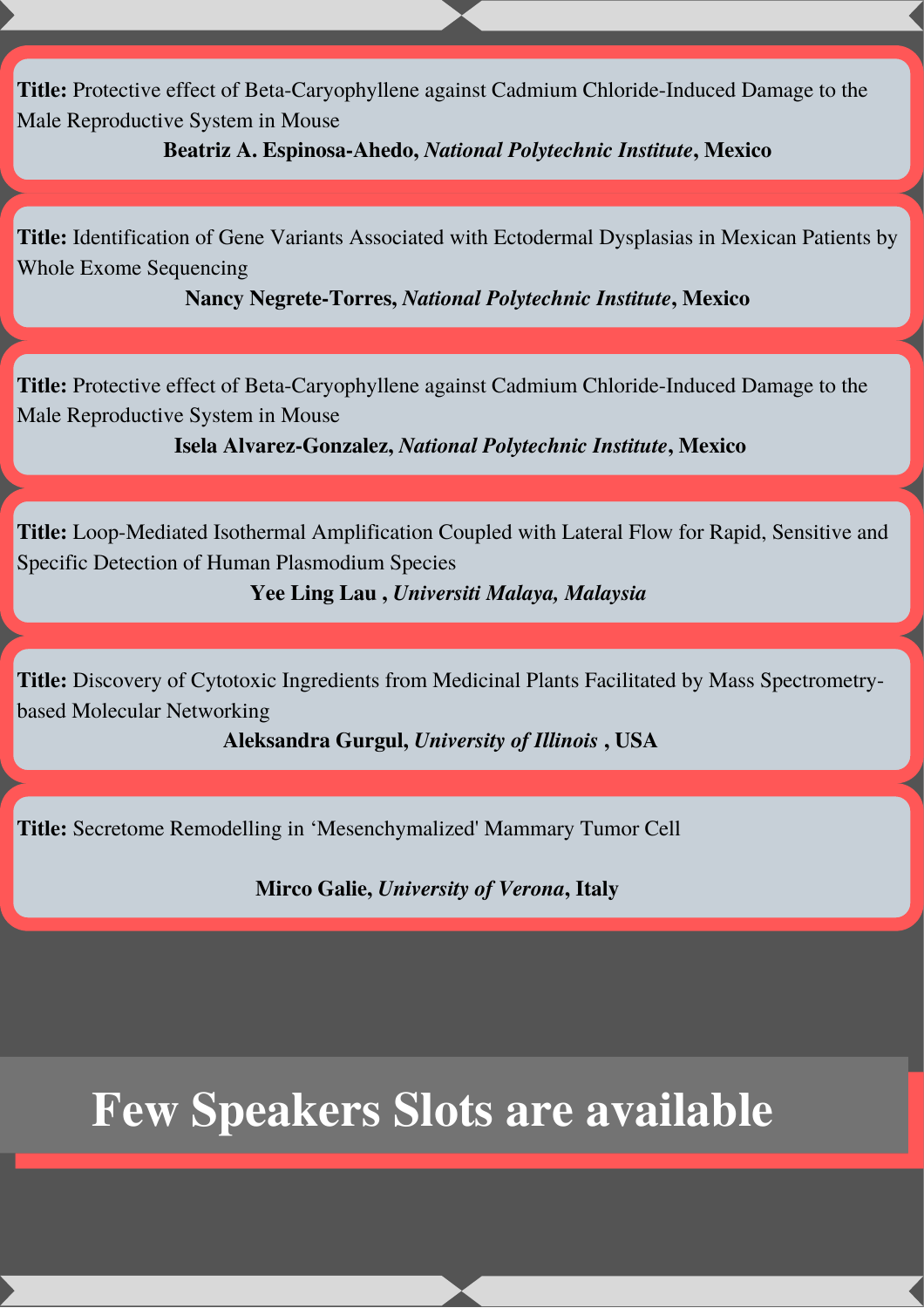**Title:** Protective effect of Beta-Caryophyllene against Cadmium Chloride-Induced Damage to the Male Reproductive System in Mouse

**Beatriz A. Espinosa-Ahedo,** ***National Polytechnic Institute*****, Mexico**

**Title:** Identification of Gene Variants Associated with Ectodermal Dysplasias in Mexican Patients by Whole Exome Sequencing

**Nancy Negrete-Torres,** ***National Polytechnic Institute*****, Mexico**

**Title:** Protective effect of Beta-Caryophyllene against Cadmium Chloride-Induced Damage to the Male Reproductive System in Mouse

**Isela Alvarez-Gonzalez,** ***National Polytechnic Institute*****, Mexico**

**Title:** Loop-Mediated Isothermal Amplification Coupled with Lateral Flow for Rapid, Sensitive and Specific Detection of Human Plasmodium Species

**Yee Ling Lau ,** ***Universiti Malaya, Malaysia***

**Title:** Discovery of Cytotoxic Ingredients from Medicinal Plants Facilitated by Mass Spectrometry-based Molecular Networking

**Aleksandra Gurgul,** ***University of Illinois*** **, USA**

**Title:** Secretome Remodelling in 'Mesenchymalized' Mammary Tumor Cell

**Mirco Galie,** ***University of Verona*****, Italy**

# Few Speakers Slots are available